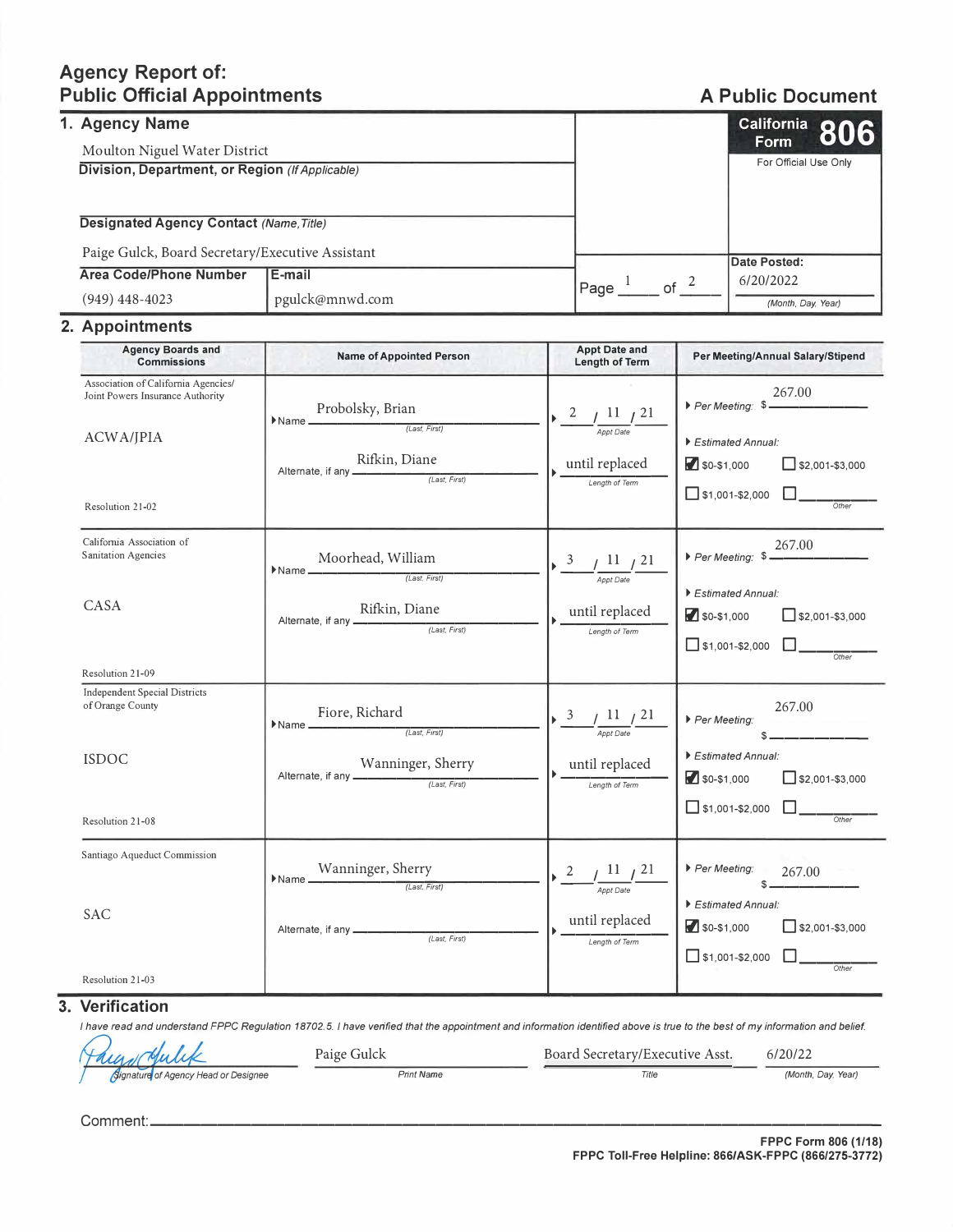# Agency Report of: Public Official Appointments

**A Public Document**

**California Form 806**

For Official Use Only

## 1. Agency Name

Moulton Niguel Water District

**Division, Department, or Region** *(If Applicable)*

**Designated Agency Contact** *(Name, Title)*

Paige Gulck, Board Secretary/Executive Assistant

| Area Code/Phone Number | E-mail |
|---|---|
| (949) 448-4023 | pgulck@mnwd.com |

Page 1 of 2

**Date Posted:** 6/20/2022 *(Month, Day, Year)*

## 2. Appointments

| Agency Boards and Commissions | Name of Appointed Person | Appt Date and Length of Term | Per Meeting/Annual Salary/Stipend |
|---|---|---|---|
| Association of California Agencies/ Joint Powers Insurance Authority<br><br>ACWA/JPIA<br><br>Resolution 21-02 | Name: Probolsky, Brian (Last, First)<br><br>Alternate, if any: Rifkin, Diane (Last, First) | Appt Date: 2 / 11 / 21<br><br>Length of Term: until replaced | Per Meeting: $ 267.00<br><br>Estimated Annual:<br>☑ $0-$1,000<br>☐ $1,001-$2,000<br>☐ $2,001-$3,000<br>☐ Other |
| California Association of Sanitation Agencies<br><br>CASA<br><br>Resolution 21-09 | Name: Moorhead, William (Last, First)<br><br>Alternate, if any: Rifkin, Diane (Last, First) | Appt Date: 3 / 11 / 21<br><br>Length of Term: until replaced | Per Meeting: $ 267.00<br><br>Estimated Annual:<br>☑ $0-$1,000<br>☐ $1,001-$2,000<br>☐ $2,001-$3,000<br>☐ Other |
| Independent Special Districts of Orange County<br><br>ISDOC<br><br>Resolution 21-08 | Name: Fiore, Richard (Last, First)<br><br>Alternate, if any: Wanninger, Sherry (Last, First) | Appt Date: 3 / 11 / 21<br><br>Length of Term: until replaced | Per Meeting: $ 267.00<br><br>Estimated Annual:<br>☑ $0-$1,000<br>☐ $1,001-$2,000<br>☐ $2,001-$3,000<br>☐ Other |
| Santiago Aqueduct Commission<br><br>SAC<br><br>Resolution 21-03 | Name: Wanninger, Sherry (Last, First)<br><br>Alternate, if any: (Last, First) | Appt Date: 2 / 11 / 21<br><br>Length of Term: until replaced | Per Meeting: $ 267.00<br><br>Estimated Annual:<br>☑ $0-$1,000<br>☐ $1,001-$2,000<br>☐ $2,001-$3,000<br>☐ Other |

## 3. Verification

*I have read and understand FPPC Regulation 18702.5. I have verified that the appointment and information identified above is true to the best of my information and belief.*

| Signature of Agency Head or Designee | Print Name | Title | (Month, Day, Year) |
|---|---|---|---|
| *(signature)* | Paige Gulck | Board Secretary/Executive Asst. | 6/20/22 |

Comment:

**FPPC Form 806 (1/18)**
**FPPC Toll-Free Helpline: 866/ASK-FPPC (866/275-3772)**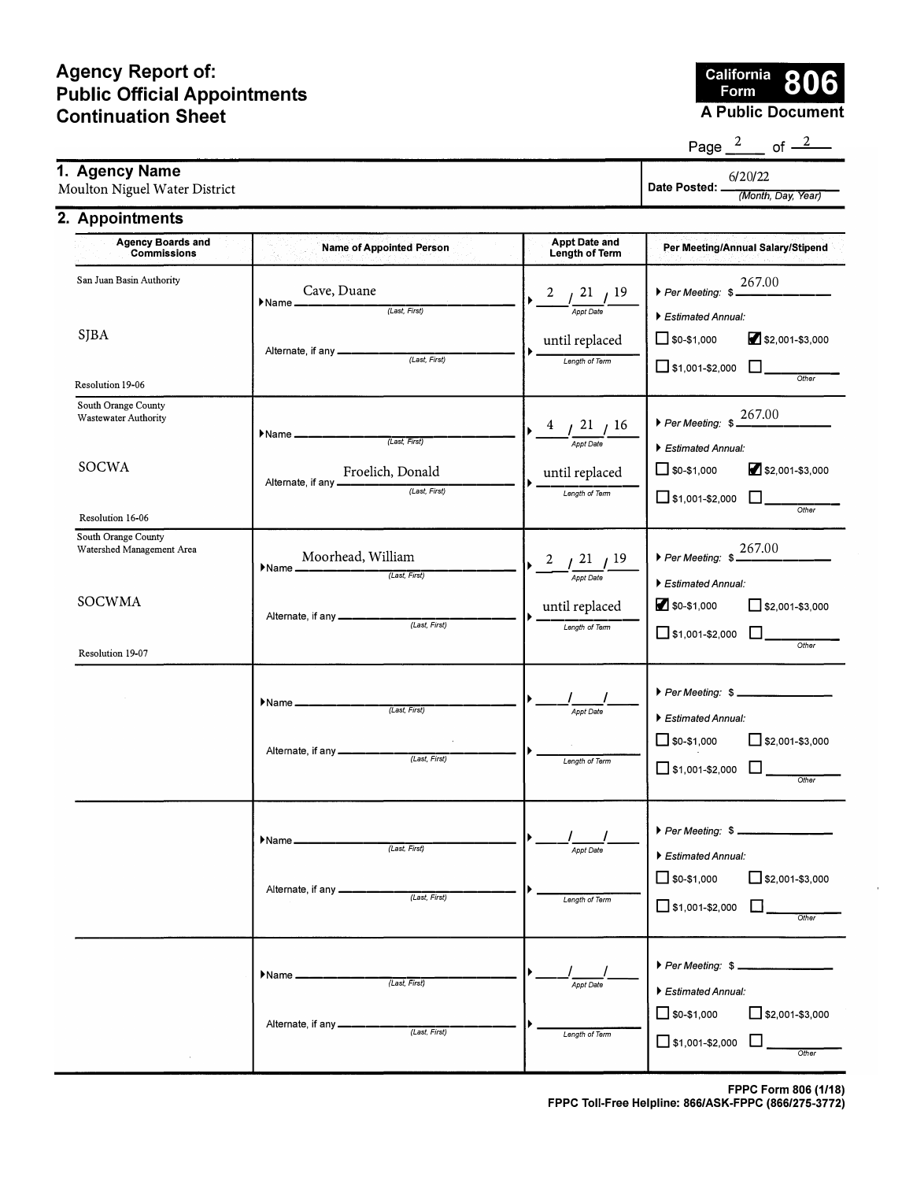# Agency Report of: Public Official Appointments Continuation Sheet

**California Form 806**
**A Public Document**

Page 2 of 2

## 1. Agency Name

Moulton Niguel Water District

Date Posted: 6/20/22 (Month, Day, Year)

## 2. Appointments

| Agency Boards and Commissions | Name of Appointed Person | Appt Date and Length of Term | Per Meeting/Annual Salary/Stipend |
|---|---|---|---|
| San Juan Basin Authority<br>SJBA<br>Resolution 19-06 | Name (Last, First): Cave, Duane<br>Alternate, if any (Last, First): | Appt Date: 2 / 21 / 19<br>Length of Term: until replaced | Per Meeting: $ 267.00<br>Estimated Annual:<br>☐ $0-$1,000 ☑ $2,001-$3,000<br>☐ $1,001-$2,000 ☐ Other |
| South Orange County Wastewater Authority<br>SOCWA<br>Resolution 16-06 | Name (Last, First):<br>Alternate, if any (Last, First): Froelich, Donald | Appt Date: 4 / 21 / 16<br>Length of Term: until replaced | Per Meeting: $ 267.00<br>Estimated Annual:<br>☐ $0-$1,000 ☑ $2,001-$3,000<br>☐ $1,001-$2,000 ☐ Other |
| South Orange County Watershed Management Area<br>SOCWMA<br>Resolution 19-07 | Name (Last, First): Moorhead, William<br>Alternate, if any (Last, First): | Appt Date: 2 / 21 / 19<br>Length of Term: until replaced | Per Meeting: $ 267.00<br>Estimated Annual:<br>☑ $0-$1,000 ☐ $2,001-$3,000<br>☐ $1,001-$2,000 ☐ Other |
| | Name (Last, First):<br>Alternate, if any (Last, First): | Appt Date: / /<br>Length of Term: | Per Meeting: $<br>Estimated Annual:<br>☐ $0-$1,000 ☐ $2,001-$3,000<br>☐ $1,001-$2,000 ☐ Other |
| | Name (Last, First):<br>Alternate, if any (Last, First): | Appt Date: / /<br>Length of Term: | Per Meeting: $<br>Estimated Annual:<br>☐ $0-$1,000 ☐ $2,001-$3,000<br>☐ $1,001-$2,000 ☐ Other |
| | Name (Last, First):<br>Alternate, if any (Last, First): | Appt Date: / /<br>Length of Term: | Per Meeting: $<br>Estimated Annual:<br>☐ $0-$1,000 ☐ $2,001-$3,000<br>☐ $1,001-$2,000 ☐ Other |

FPPC Form 806 (1/18)
FPPC Toll-Free Helpline: 866/ASK-FPPC (866/275-3772)